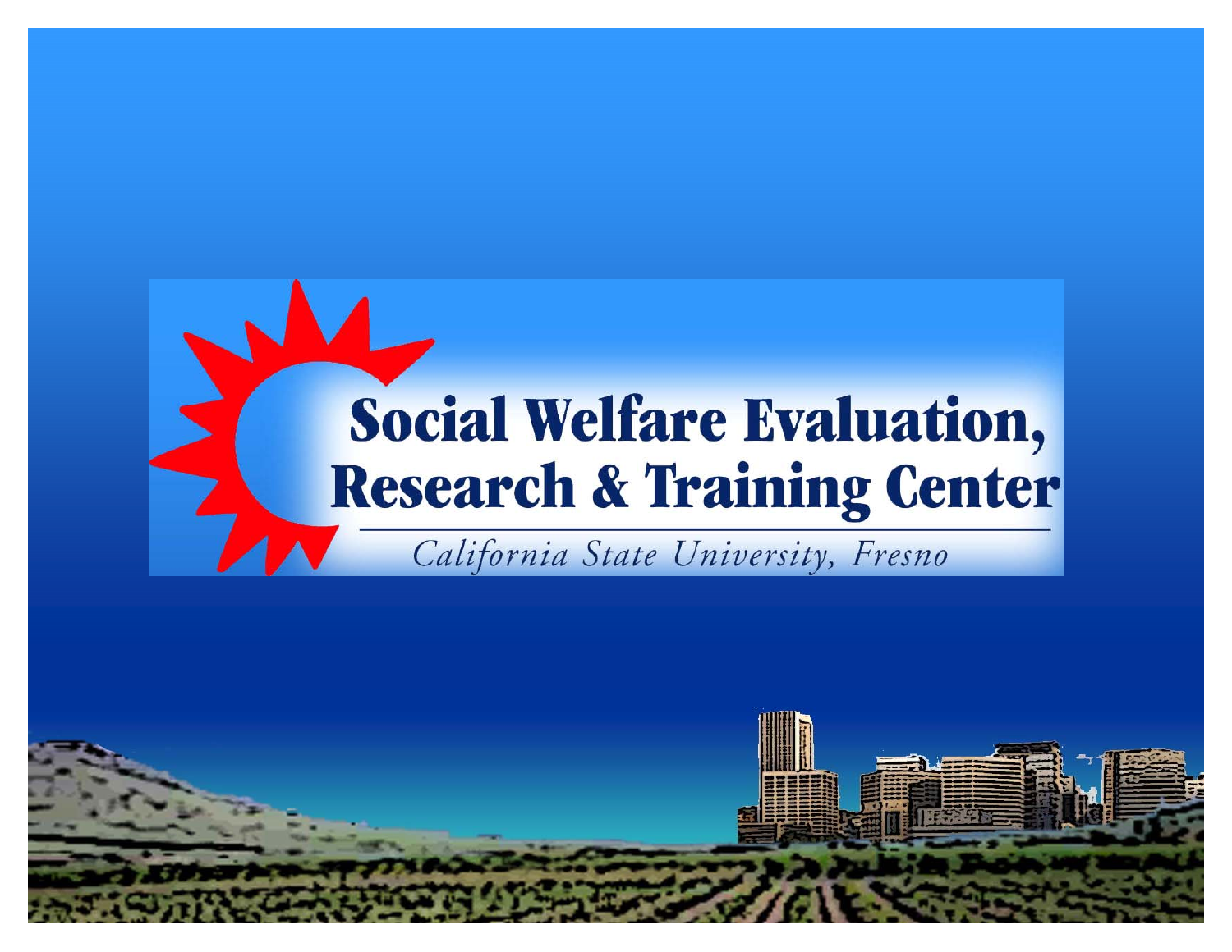# Social Welfare Evaluation, Research & Training Center

*California State University, Fresno*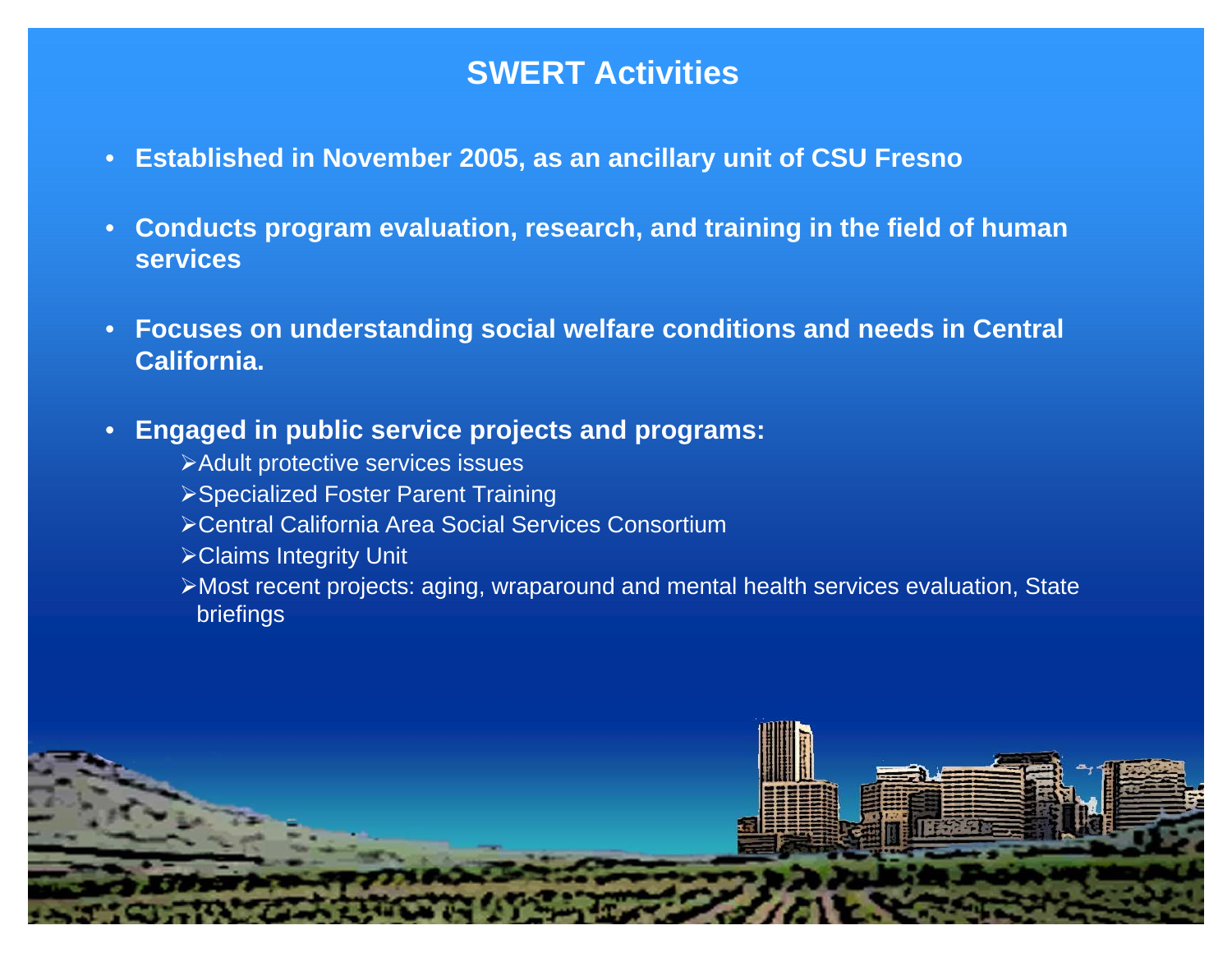# SWERT Activities

- **Established in November 2005, as an ancillary unit of CSU Fresno**
- **Conducts program evaluation, research, and training in the field of human services**
- **Focuses on understanding social welfare conditions and needs in Central California.**
- **Engaged in public service projects and programs:**
  - Adult protective services issues
  - Specialized Foster Parent Training
  - Central California Area Social Services Consortium
  - Claims Integrity Unit
  - Most recent projects: aging, wraparound and mental health services evaluation, State briefings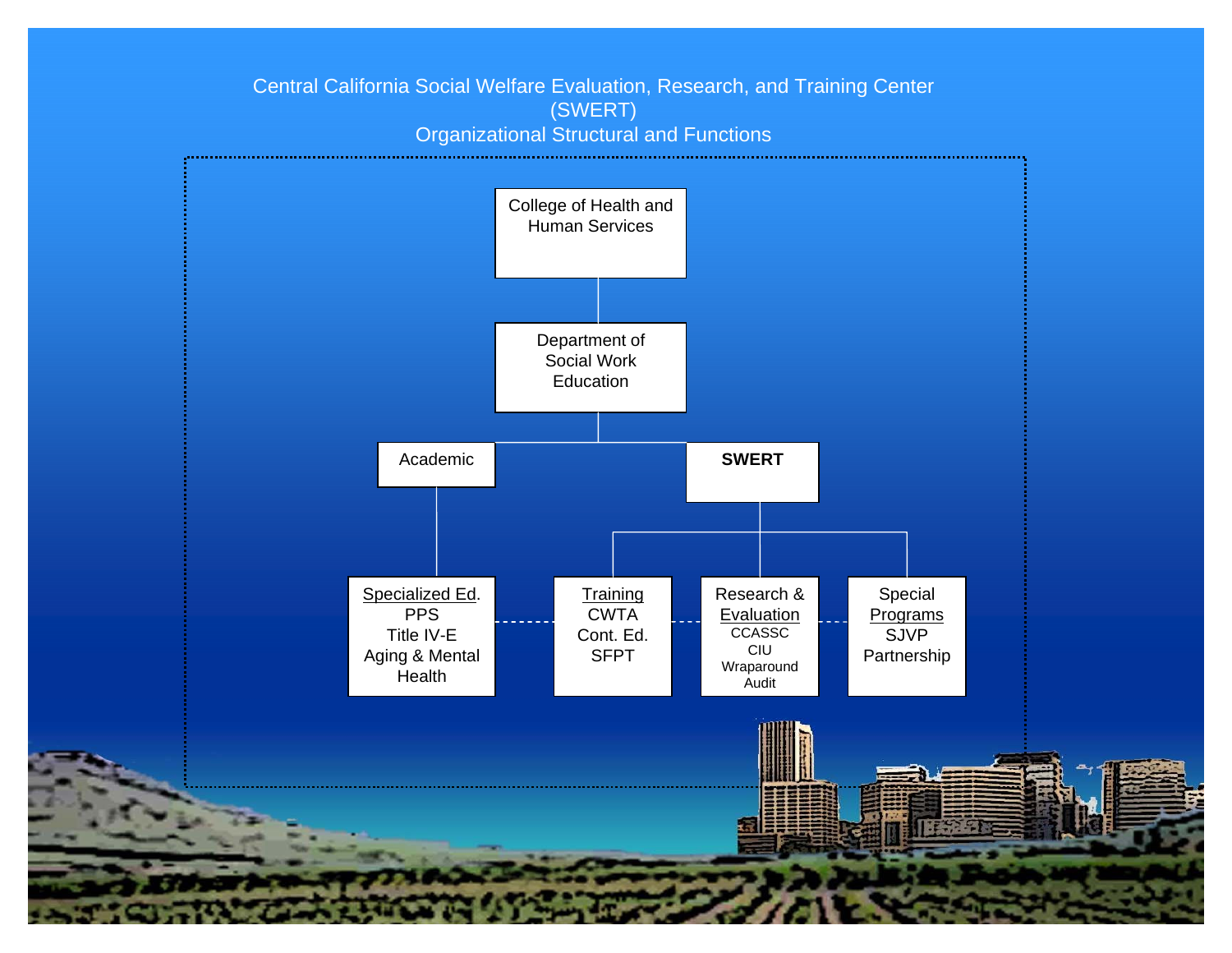# Central California Social Welfare Evaluation, Research, and Training Center (SWERT)

## Organizational Structural and Functions

- College of Health and Human Services
  - Department of Social Work Education
    - Academic
      - Specialized Ed.
        - PPS
        - Title IV-E
        - Aging & Mental Health
    - **SWERT**
      - Training
        - CWTA
        - Cont. Ed.
        - SFPT
      - Research & Evaluation
        - CCASSC
        - CIU
        - Wraparound
        - Audit
      - Special Programs
        - SJVP
        - Partnership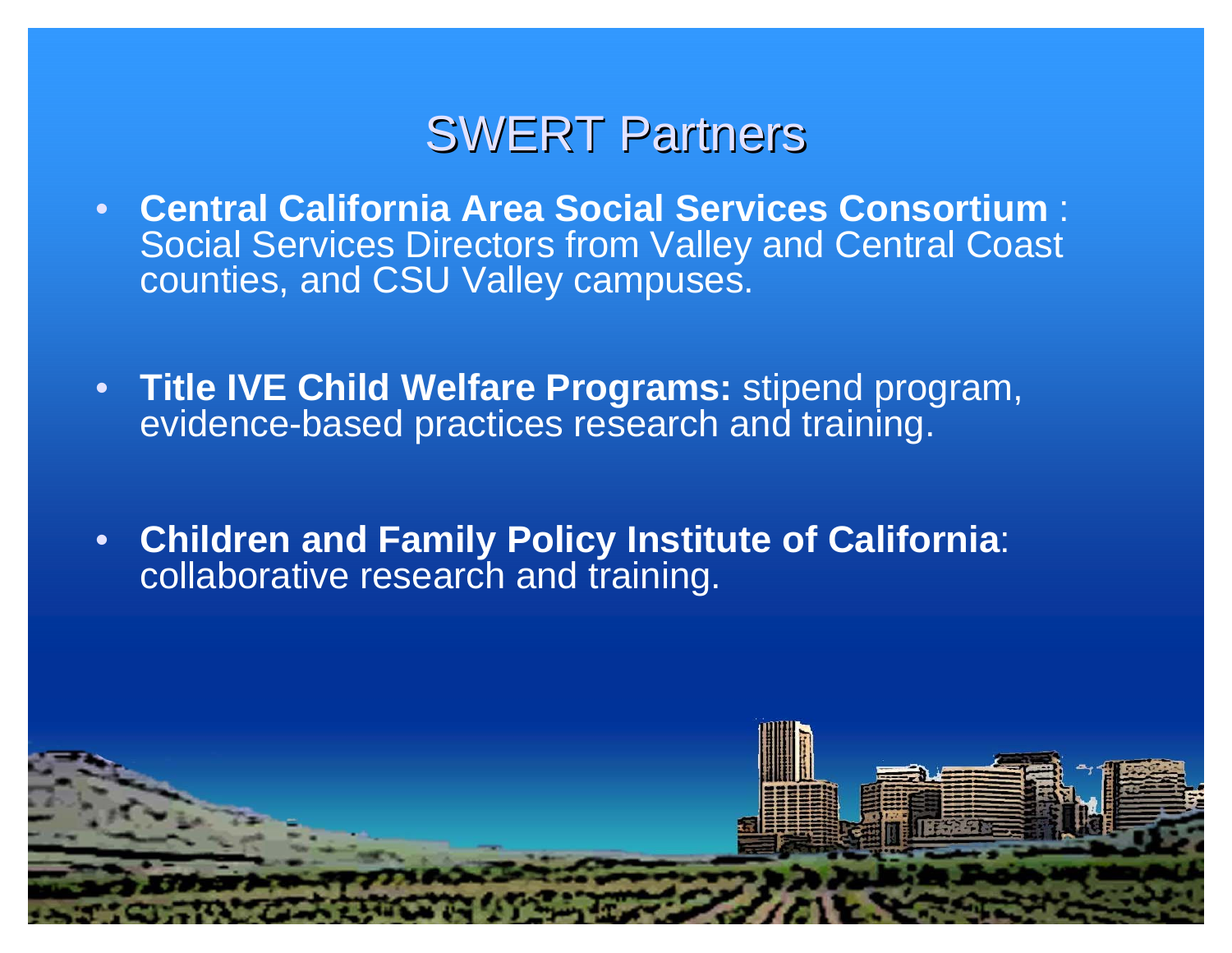# SWERT Partners

- **Central California Area Social Services Consortium** : Social Services Directors from Valley and Central Coast counties, and CSU Valley campuses.
- **Title IVE Child Welfare Programs:** stipend program, evidence-based practices research and training.
- **Children and Family Policy Institute of California**: collaborative research and training.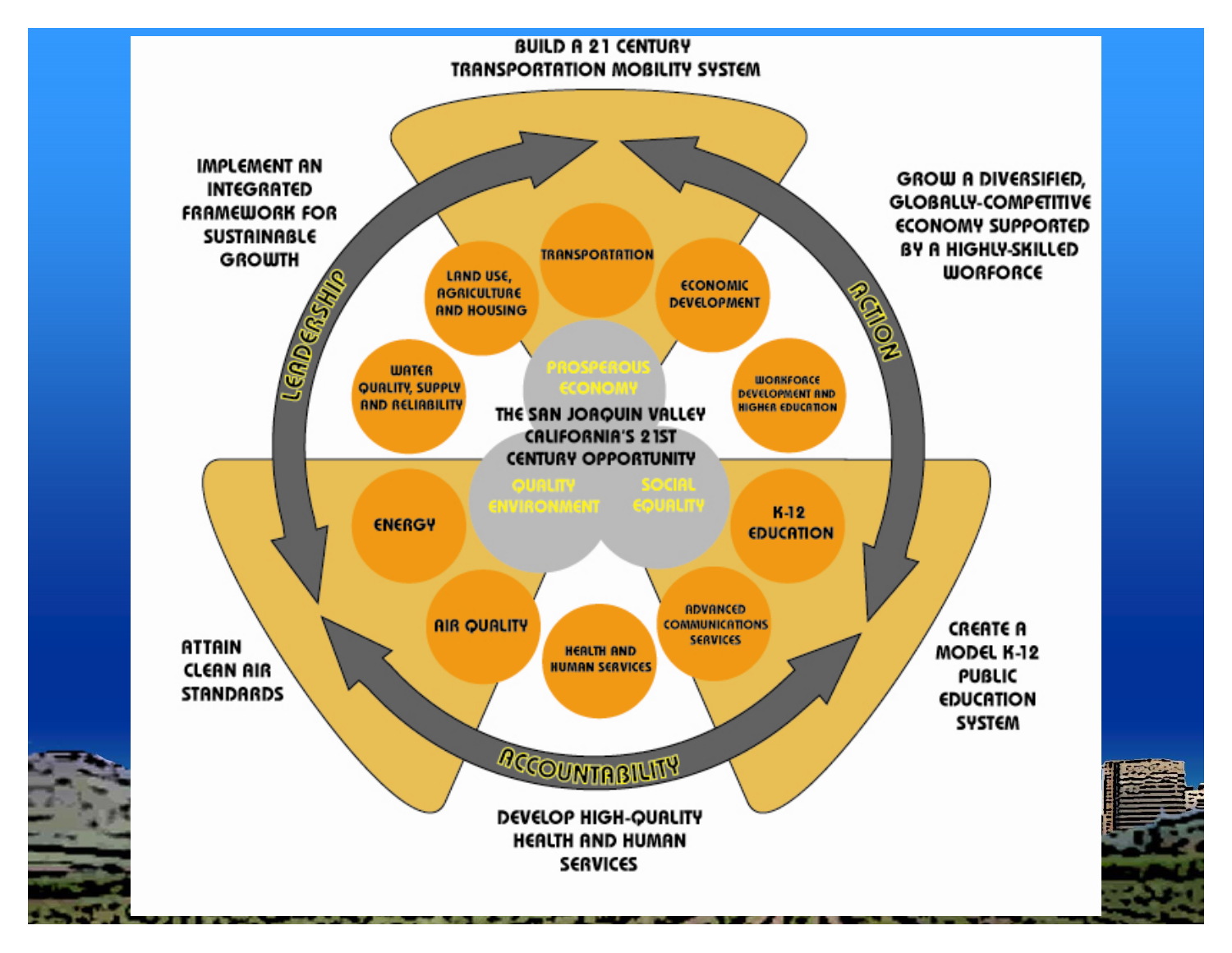BUILD A 21 CENTURY TRANSPORTATION MOBILITY SYSTEM

IMPLEMENT AN INTEGRATED FRAMEWORK FOR SUSTAINABLE GROWTH

GROW A DIVERSIFIED, GLOBALLY-COMPETITIVE ECONOMY SUPPORTED BY A HIGHLY-SKILLED WORFORCE

LEADERSHIP

ACTION

ACCOUNTABILITY

TRANSPORTATION

LAND USE, AGRICULTURE AND HOUSING

ECONOMIC DEVELOPMENT

WATER QUALITY, SUPPLY AND RELIABILITY

WORKFORCE DEVELOPMENT AND HIGHER EDUCATION

PROSPEROUS ECONOMY

THE SAN JOAQUIN VALLEY CALIFORNIA'S 21ST CENTURY OPPORTUNITY

QUALITY ENVIRONMENT

SOCIAL EQUALITY

ENERGY

K-12 EDUCATION

AIR QUALITY

HEALTH AND HUMAN SERVICES

ADVANCED COMMUNICATIONS SERVICES

ATTAIN CLEAN AIR STANDARDS

CREATE A MODEL K-12 PUBLIC EDUCATION SYSTEM

DEVELOP HIGH-QUALITY HEALTH AND HUMAN SERVICES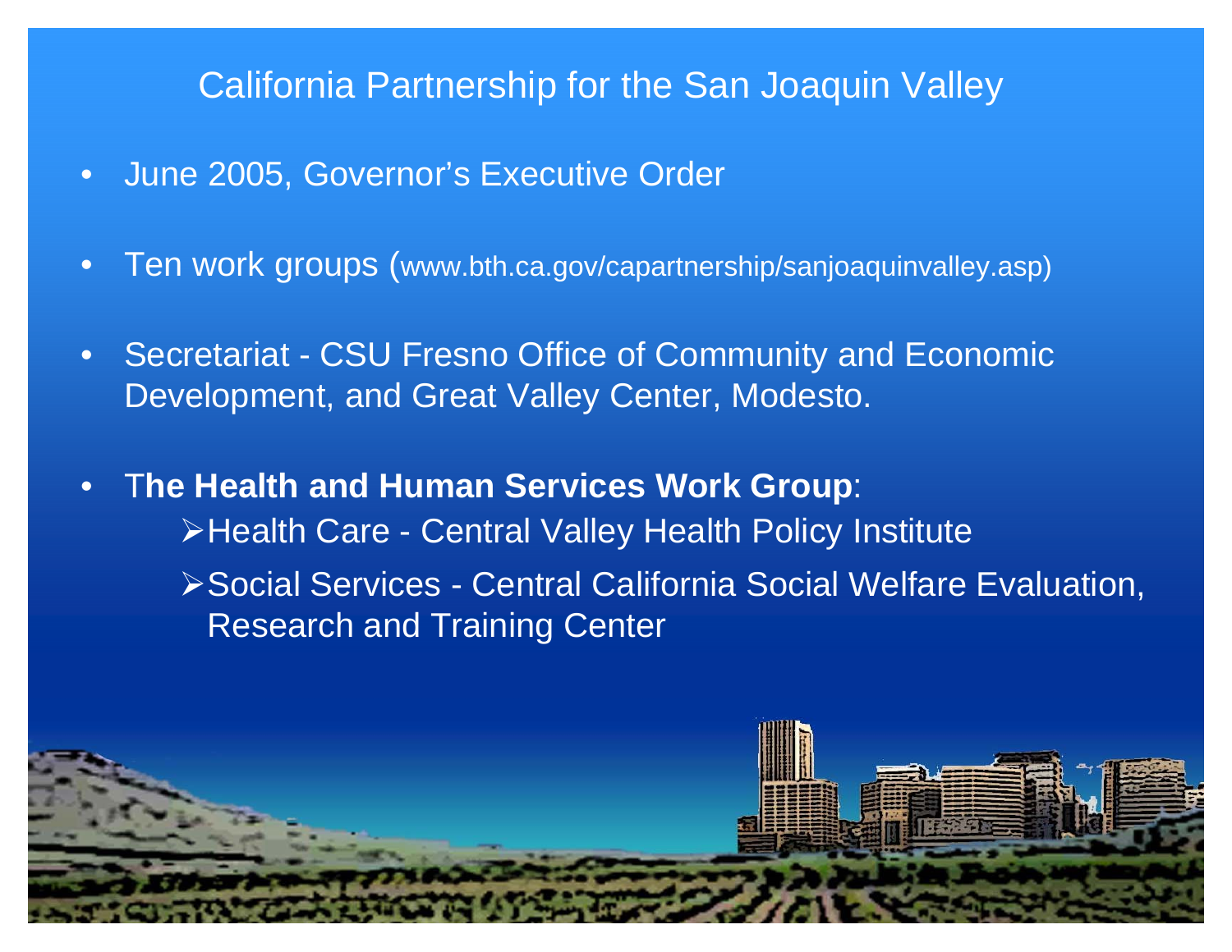# California Partnership for the San Joaquin Valley

- June 2005, Governor's Executive Order
- Ten work groups (www.bth.ca.gov/capartnership/sanjoaquinvalley.asp)
- Secretariat - CSU Fresno Office of Community and Economic Development, and Great Valley Center, Modesto.
- T**he Health and Human Services Work Group**:
  - Health Care - Central Valley Health Policy Institute
  - Social Services - Central California Social Welfare Evaluation, Research and Training Center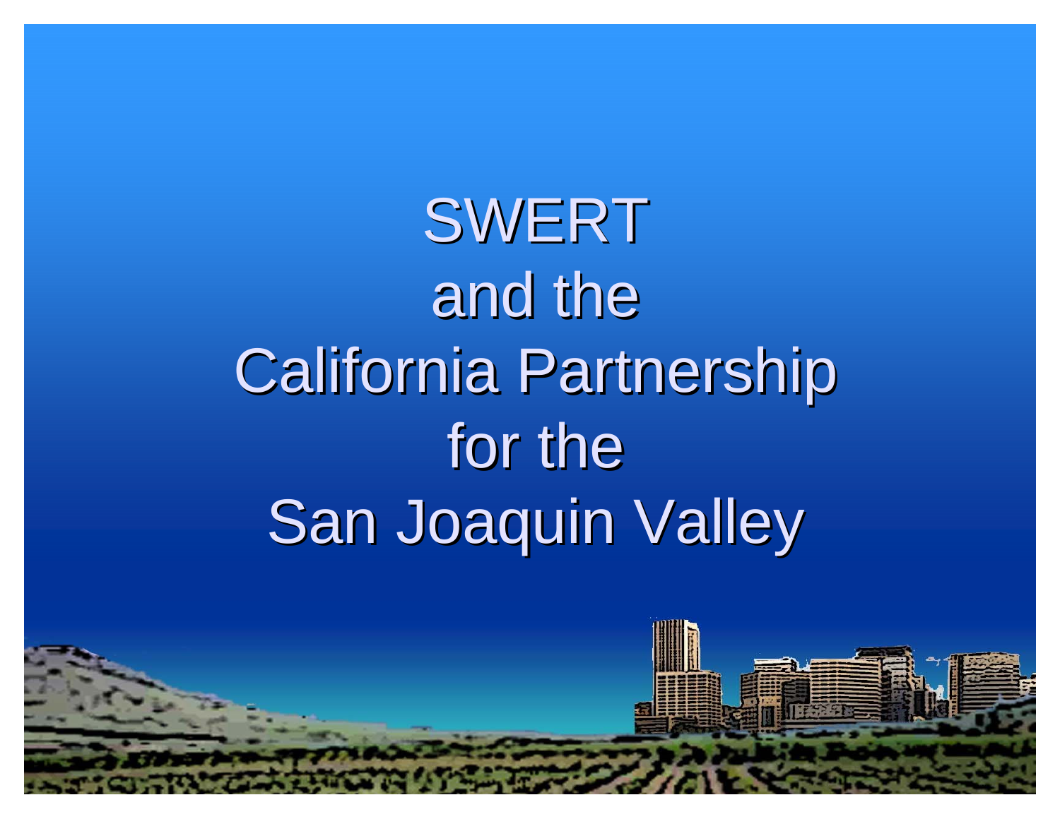# SWERT and the California Partnership for the San Joaquin Valley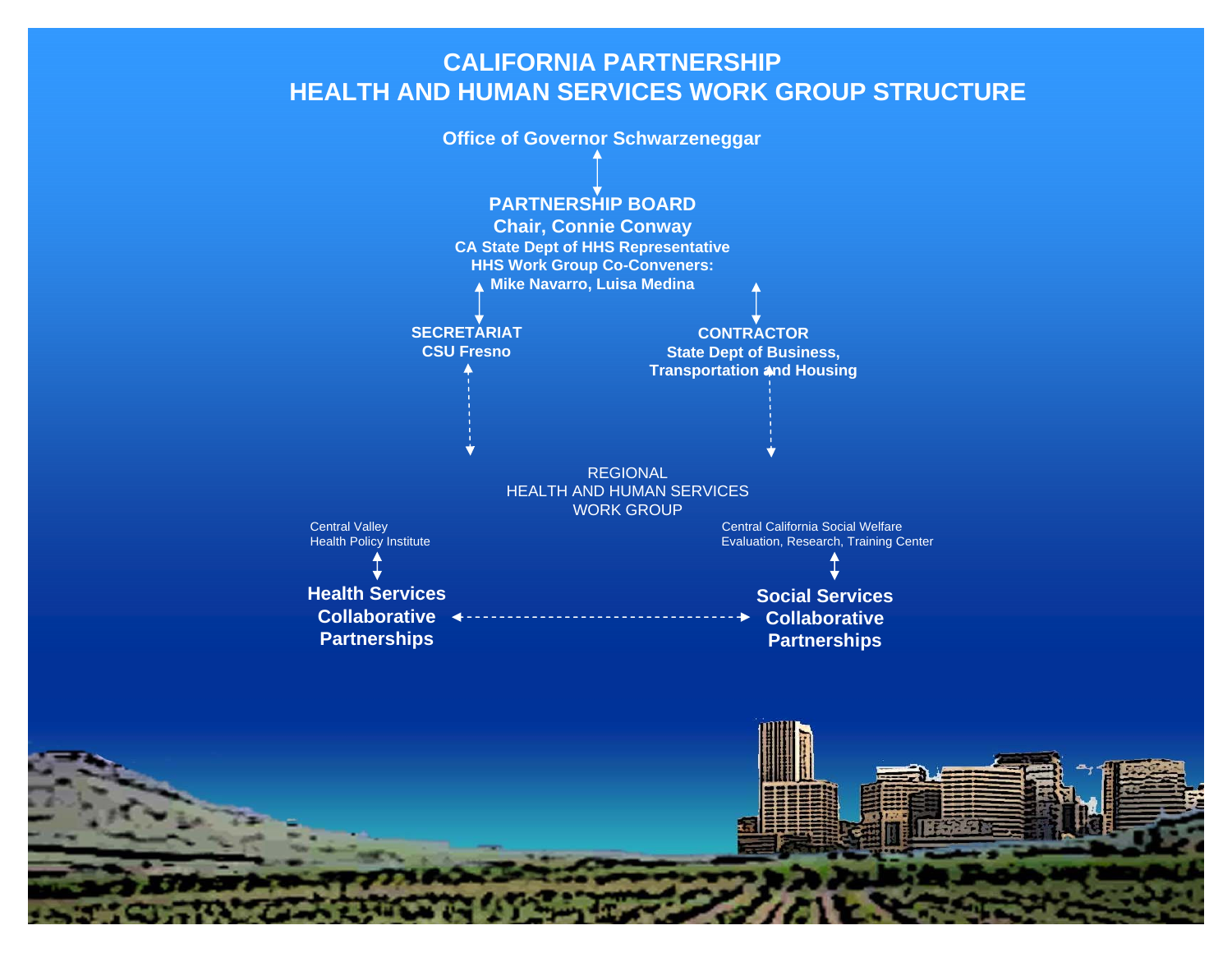# CALIFORNIA PARTNERSHIP
# HEALTH AND HUMAN SERVICES WORK GROUP STRUCTURE

**Office of Governor Schwarzenegger**

**PARTNERSHIP BOARD**
**Chair, Connie Conway**
**CA State Dept of HHS Representative**
**HHS Work Group Co-Conveners:**
**Mike Navarro, Luisa Medina**

**SECRETARIAT**
**CSU Fresno**

**CONTRACTOR**
**State Dept of Business, Transportation and Housing**

REGIONAL
HEALTH AND HUMAN SERVICES
WORK GROUP

Central Valley
Health Policy Institute

**Health Services Collaborative Partnerships**

Central California Social Welfare
Evaluation, Research, Training Center

**Social Services Collaborative Partnerships**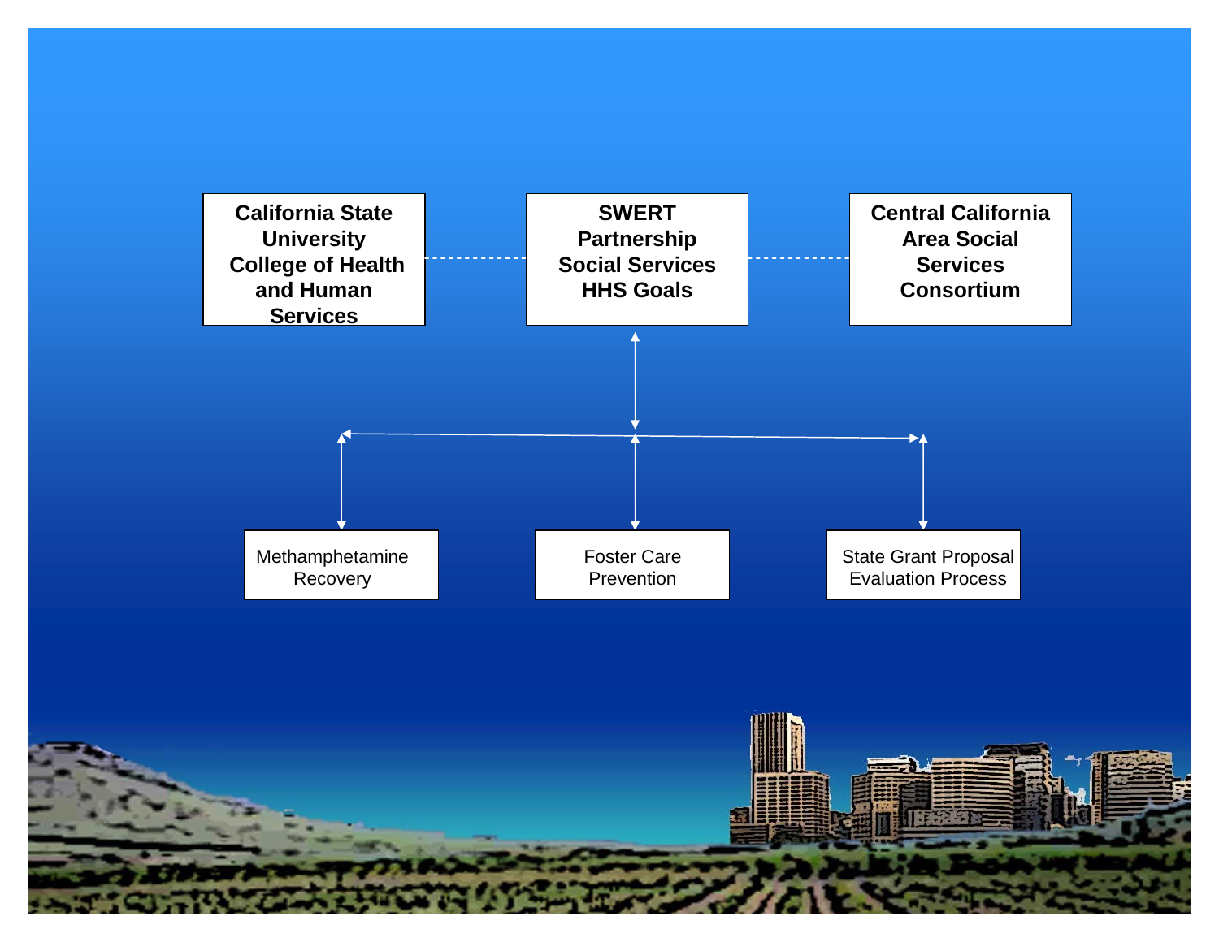**California State University College of Health and Human Services**

**SWERT Partnership Social Services HHS Goals**

**Central California Area Social Services Consortium**

Methamphetamine Recovery

Foster Care Prevention

State Grant Proposal Evaluation Process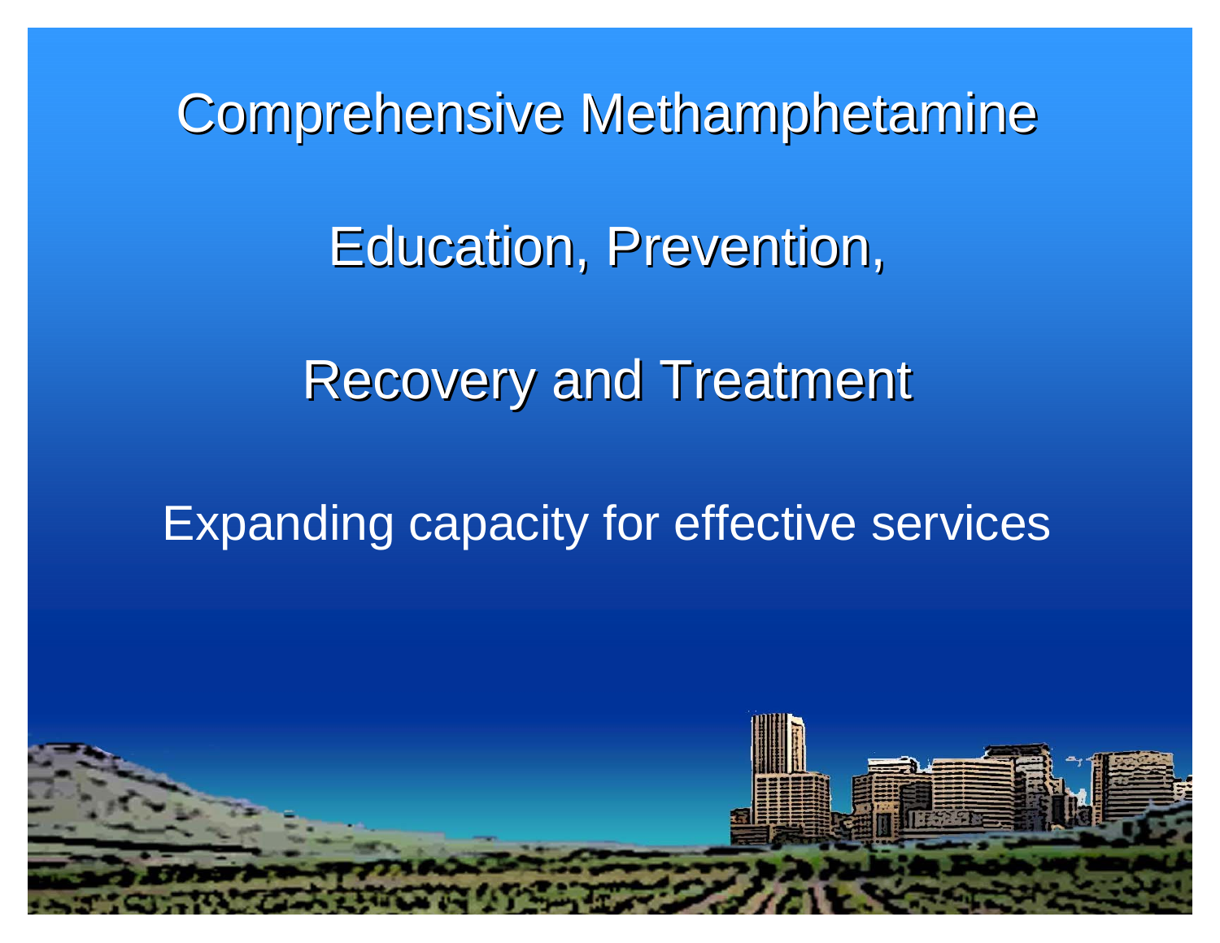# Comprehensive Methamphetamine

# Education, Prevention,

# Recovery and Treatment

Expanding capacity for effective services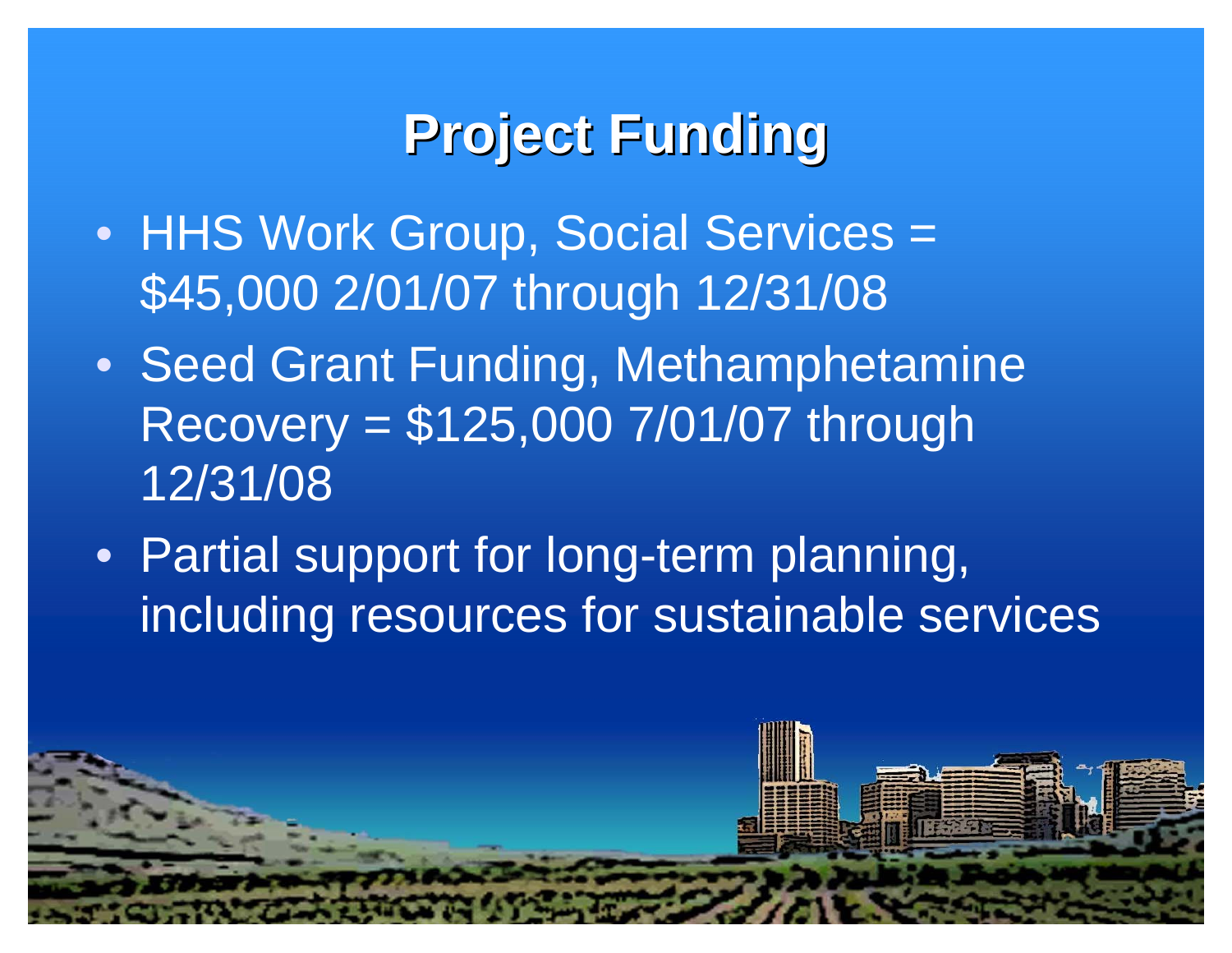# Project Funding

- HHS Work Group, Social Services = $45,000 2/01/07 through 12/31/08
- Seed Grant Funding, Methamphetamine Recovery = $125,000 7/01/07 through 12/31/08
- Partial support for long-term planning, including resources for sustainable services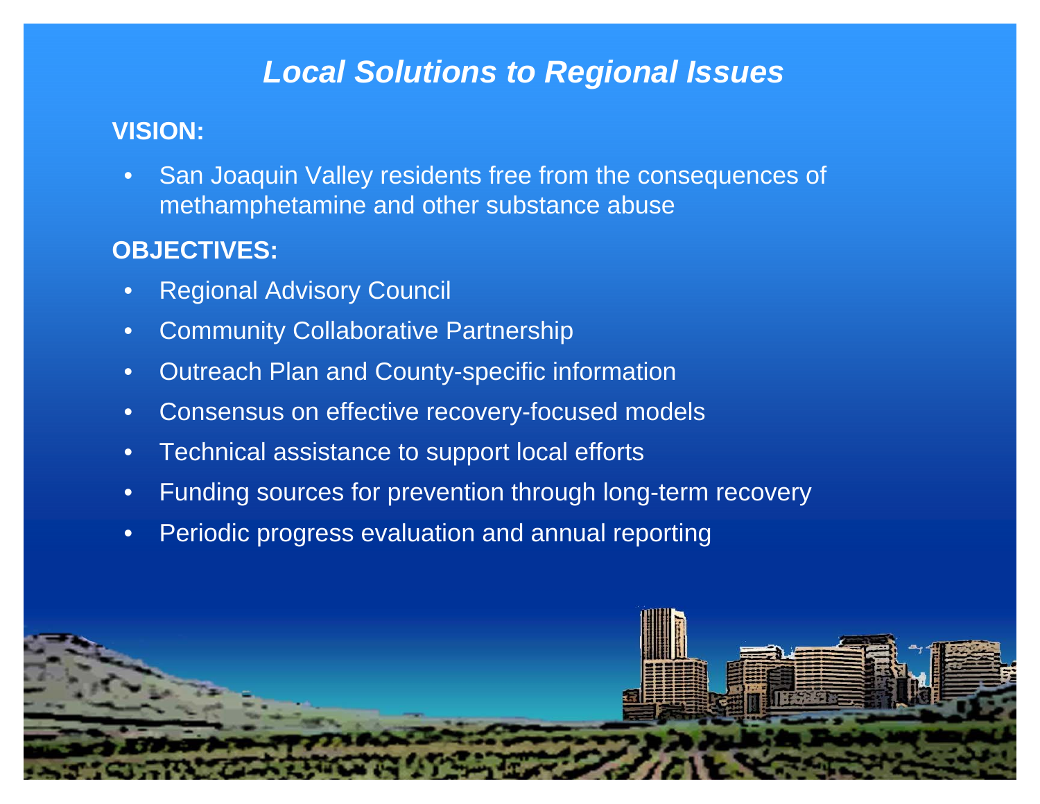# *Local Solutions to Regional Issues*

**VISION:**

- San Joaquin Valley residents free from the consequences of methamphetamine and other substance abuse

**OBJECTIVES:**

- Regional Advisory Council
- Community Collaborative Partnership
- Outreach Plan and County-specific information
- Consensus on effective recovery-focused models
- Technical assistance to support local efforts
- Funding sources for prevention through long-term recovery
- Periodic progress evaluation and annual reporting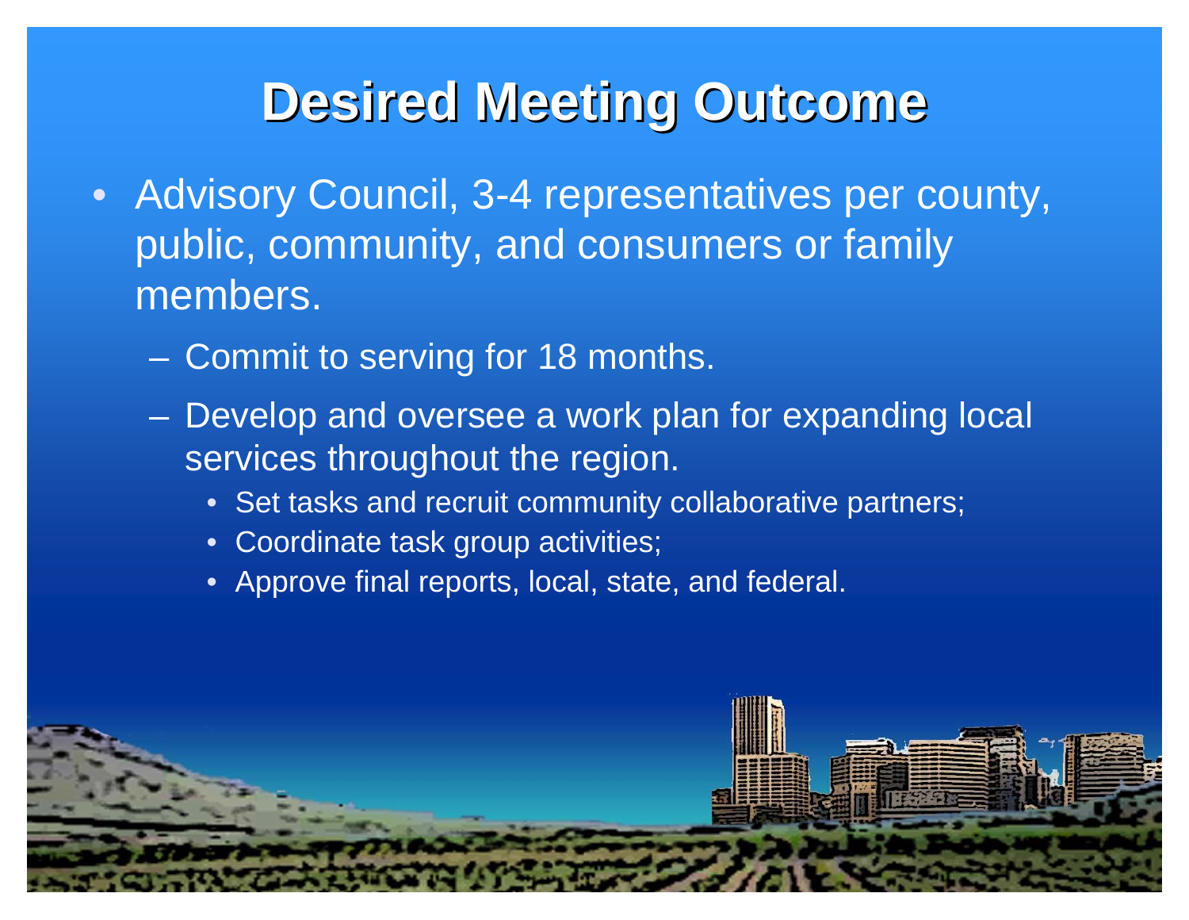# Desired Meeting Outcome

- Advisory Council, 3-4 representatives per county, public, community, and consumers or family members.
  - Commit to serving for 18 months.
  - Develop and oversee a work plan for expanding local services throughout the region.
    - Set tasks and recruit community collaborative partners;
    - Coordinate task group activities;
    - Approve final reports, local, state, and federal.